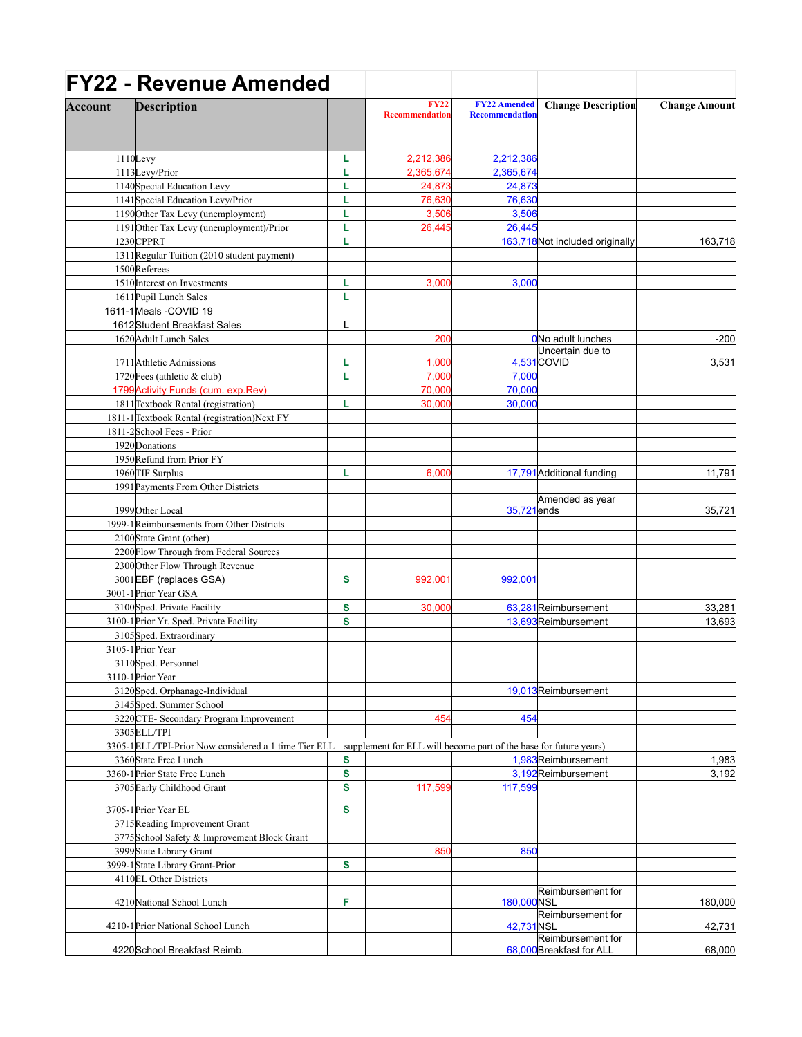# FY22 - Revenue Amended

| Account | Description | | FY22 Recommendation | FY22 Amended Recommendation | Change Description | Change Amount |
|---|---|---|---|---|---|---|
| 1110 | Levy | L | 2,212,386 | 2,212,386 | | |
| 1113 | Levy/Prior | L | 2,365,674 | 2,365,674 | | |
| 1140 | Special Education Levy | L | 24,873 | 24,873 | | |
| 1141 | Special Education Levy/Prior | L | 76,630 | 76,630 | | |
| 1190 | Other Tax Levy (unemployment) | L | 3,506 | 3,506 | | |
| 1191 | Other Tax Levy (unemployment)/Prior | L | 26,445 | 26,445 | | |
| 1230 | CPPRT | L | | 163,718 | Not included originally | 163,718 |
| 1311 | Regular Tuition (2010 student payment) | | | | | |
| 1500 | Referees | | | | | |
| 1510 | Interest on Investments | L | 3,000 | 3,000 | | |
| 1611 | Pupil Lunch Sales | L | | | | |
| 1611-1 | Meals -COVID 19 | | | | | |
| 1612 | Student Breakfast Sales | L | | | | |
| 1620 | Adult Lunch Sales | | 200 | 0 | No adult lunches | -200 |
| 1711 | Athletic Admissions | L | 1,000 | 4,531 | Uncertain due to COVID | 3,531 |
| 1720 | Fees (athletic & club) | L | 7,000 | 7,000 | | |
| 1799 | Activity Funds (cum. exp.Rev) | | 70,000 | 70,000 | | |
| 1811 | Textbook Rental (registration) | L | 30,000 | 30,000 | | |
| 1811-1 | Textbook Rental (registration)Next FY | | | | | |
| 1811-2 | School Fees - Prior | | | | | |
| 1920 | Donations | | | | | |
| 1950 | Refund from Prior FY | | | | | |
| 1960 | TIF Surplus | L | 6,000 | 17,791 | Additional funding | 11,791 |
| 1991 | Payments From Other Districts | | | | | |
| 1999 | Other Local | | | 35,721 | Amended as year ends | 35,721 |
| 1999-1 | Reimbursements from Other Districts | | | | | |
| 2100 | State Grant (other) | | | | | |
| 2200 | Flow Through from Federal Sources | | | | | |
| 2300 | Other Flow Through Revenue | | | | | |
| 3001 | EBF (replaces GSA) | S | 992,001 | 992,001 | | |
| 3001-1 | Prior Year GSA | | | | | |
| 3100 | Sped. Private Facility | S | 30,000 | 63,281 | Reimbursement | 33,281 |
| 3100-1 | Prior Yr. Sped. Private Facility | S | | 13,693 | Reimbursement | 13,693 |
| 3105 | Sped. Extraordinary | | | | | |
| 3105-1 | Prior Year | | | | | |
| 3110 | Sped. Personnel | | | | | |
| 3110-1 | Prior Year | | | | | |
| 3120 | Sped. Orphanage-Individual | | | 19,013 | Reimbursement | |
| 3145 | Sped. Summer School | | | | | |
| 3220 | CTE- Secondary Program Improvement | | 454 | 454 | | |
| 3305 | ELL/TPI | | | | | |
| 3305-1 | ELL/TPI-Prior Now considered a 1 time Tier ELL supplement for ELL will become part of the base for future years) | | | | | |
| 3360 | State Free Lunch | S | | 1,983 | Reimbursement | 1,983 |
| 3360-1 | Prior State Free Lunch | S | | 3,192 | Reimbursement | 3,192 |
| 3705 | Early Childhood Grant | S | 117,599 | 117,599 | | |
| 3705-1 | Prior Year EL | S | | | | |
| 3715 | Reading Improvement Grant | | | | | |
| 3775 | School Safety & Improvement Block Grant | | | | | |
| 3999 | State Library Grant | | 850 | 850 | | |
| 3999-1 | State Library Grant-Prior | S | | | | |
| 4110 | EL Other Districts | | | | | |
| 4210 | National School Lunch | F | | 180,000 | Reimbursement for NSL | 180,000 |
| 4210-1 | Prior National School Lunch | | | 42,731 | Reimbursement for NSL | 42,731 |
| 4220 | School Breakfast Reimb. | | | 68,000 | Reimbursement for Breakfast for ALL | 68,000 |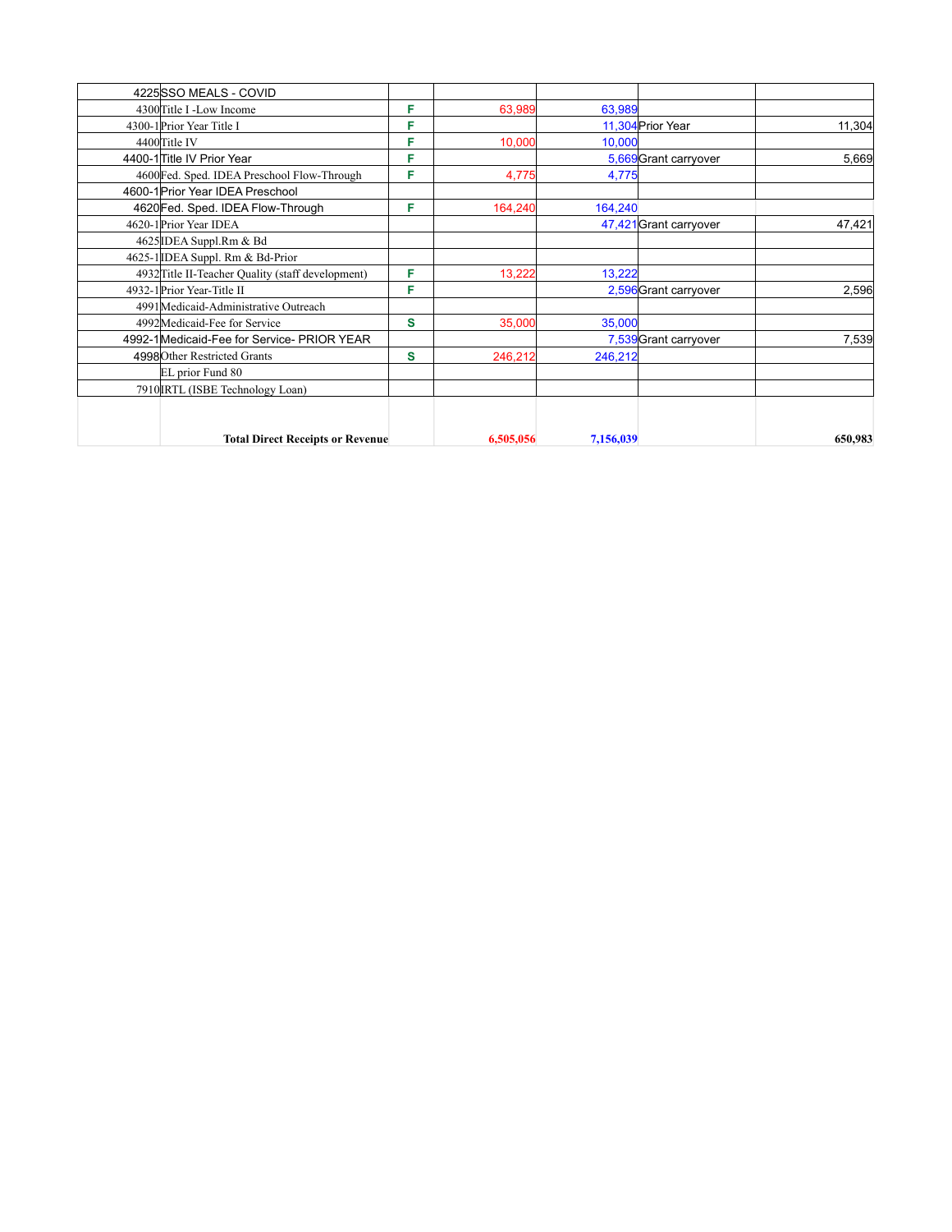| | | | | | | |
|---|---|---|---|---|---|---|
| 4225 | SSO MEALS - COVID | | | | | |
| 4300 | Title I -Low Income | F | 63,989 | 63,989 | | |
| 4300-1 | Prior Year Title I | F | | 11,304 | Prior Year | 11,304 |
| 4400 | Title IV | F | 10,000 | 10,000 | | |
| 4400-1 | Title IV Prior Year | F | | 5,669 | Grant carryover | 5,669 |
| 4600 | Fed. Sped. IDEA Preschool Flow-Through | F | 4,775 | 4,775 | | |
| 4600-1 | Prior Year IDEA Preschool | | | | | |
| 4620 | Fed. Sped. IDEA Flow-Through | F | 164,240 | 164,240 | | |
| 4620-1 | Prior Year IDEA | | | 47,421 | Grant carryover | 47,421 |
| 4625 | IDEA Suppl.Rm & Bd | | | | | |
| 4625-1 | IDEA Suppl. Rm & Bd-Prior | | | | | |
| 4932 | Title II-Teacher Quality (staff development) | F | 13,222 | 13,222 | | |
| 4932-1 | Prior Year-Title II | F | | 2,596 | Grant carryover | 2,596 |
| 4991 | Medicaid-Administrative Outreach | | | | | |
| 4992 | Medicaid-Fee for Service | S | 35,000 | 35,000 | | |
| 4992-1 | Medicaid-Fee for Service- PRIOR YEAR | | | 7,539 | Grant carryover | 7,539 |
| 4998 | Other Restricted Grants | S | 246,212 | 246,212 | | |
| | EL prior Fund 80 | | | | | |
| 7910 | IRTL (ISBE Technology Loan) | | | | | |
| | **Total Direct Receipts or Revenue** | | **6,505,056** | **7,156,039** | | **650,983** |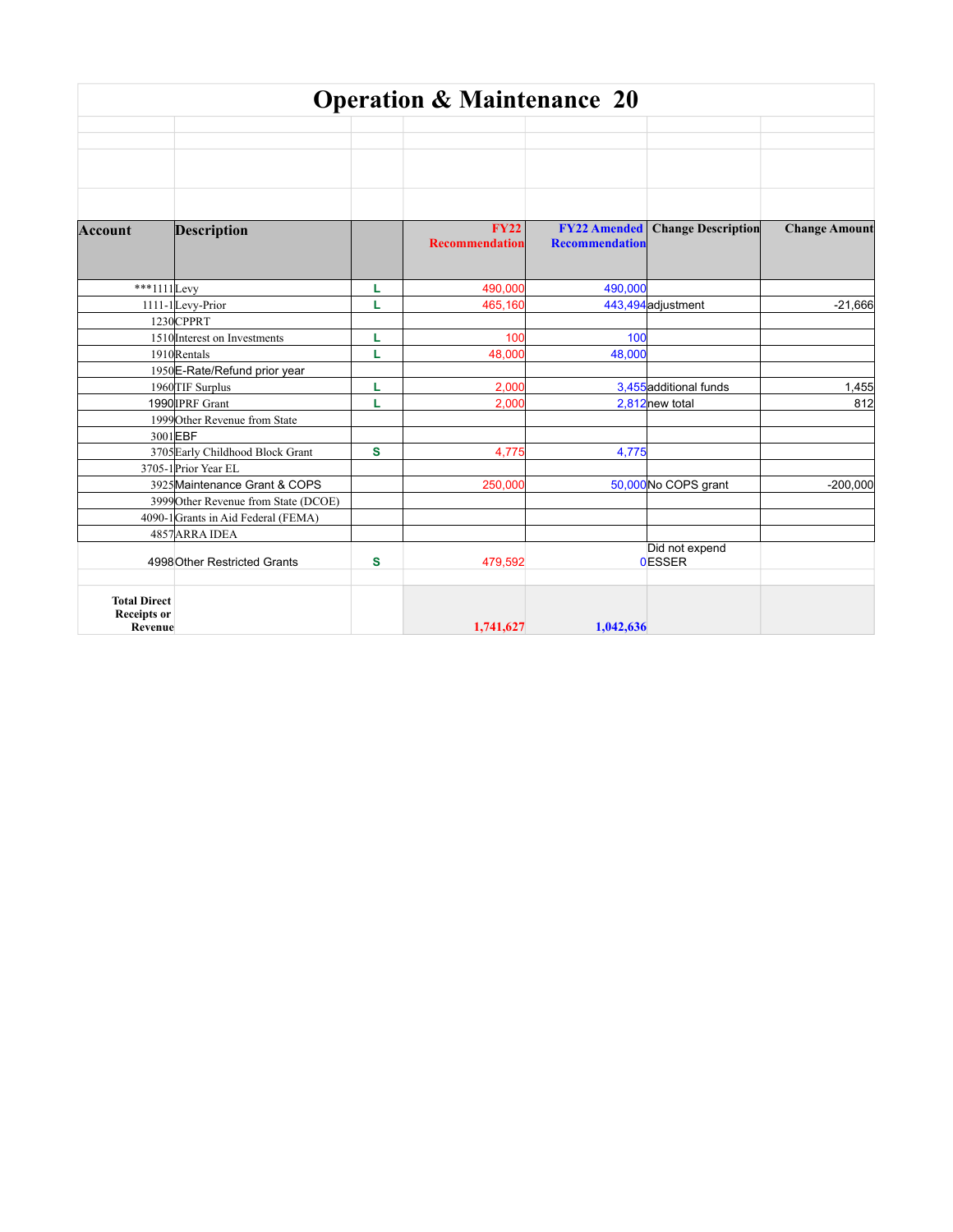# Operation & Maintenance 20

| Account | Description | | FY22 Recommendation | FY22 Amended Recommendation | Change Description | Change Amount |
|---|---|---|---|---|---|---|
| ***1111 | Levy | L | 490,000 | 490,000 | | |
| 1111-1 | Levy-Prior | L | 465,160 | 443,494 | adjustment | -21,666 |
| 1230 | CPPRT | | | | | |
| 1510 | Interest on Investments | L | 100 | 100 | | |
| 1910 | Rentals | L | 48,000 | 48,000 | | |
| 1950 | E-Rate/Refund prior year | | | | | |
| 1960 | TIF Surplus | L | 2,000 | 3,455 | additional funds | 1,455 |
| 1990 | IPRF Grant | L | 2,000 | 2,812 | new total | 812 |
| 1999 | Other Revenue from State | | | | | |
| 3001 | EBF | | | | | |
| 3705 | Early Childhood Block Grant | S | 4,775 | 4,775 | | |
| 3705-1 | Prior Year EL | | | | | |
| 3925 | Maintenance Grant & COPS | | 250,000 | 50,000 | No COPS grant | -200,000 |
| 3999 | Other Revenue from State (DCOE) | | | | | |
| 4090-1 | Grants in Aid Federal (FEMA) | | | | | |
| 4857 | ARRA IDEA | | | | | |
| 4998 | Other Restricted Grants | S | 479,592 | 0 | Did not expend ESSER | |
| | | | | | | |
| **Total Direct Receipts or Revenue** | | | **1,741,627** | **1,042,636** | | |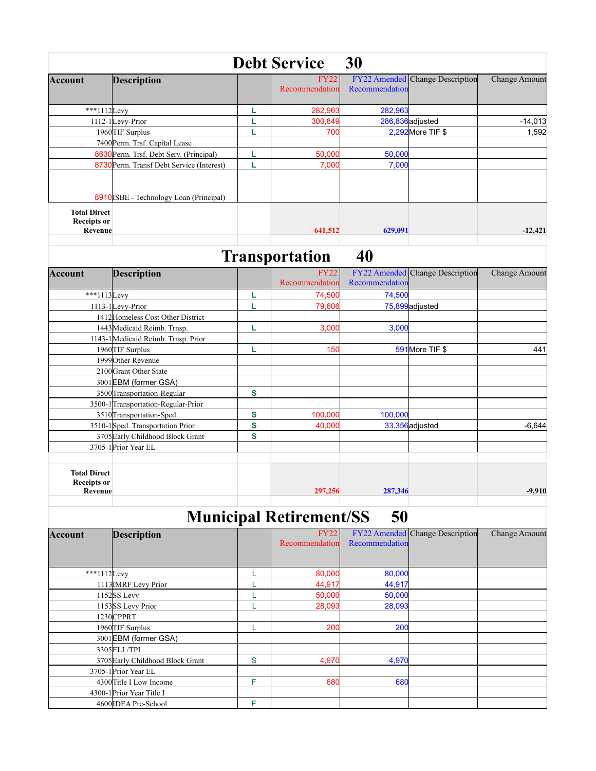## Debt Service 30

| Account | Description | | FY22 Recommendation | FY22 Amended Recommendation | Change Description | Change Amount |
|---|---|---|---|---|---|---|
| ***1112 | Levy | L | 282,963 | 282,963 | | |
| 1112-1 | Levy-Prior | L | 300,849 | 286,836 | adjusted | -14,013 |
| 1960 | TIF Surplus | L | 700 | 2,292 | More TIF $ | 1,592 |
| 7400 | Perm. Trsf. Capital Lease | | | | | |
| 8630 | Perm. Trsf. Debt Serv. (Principal) | L | 50,000 | 50,000 | | |
| 8730 | Perm. Transf Debt Service (Interest) | L | 7,000 | 7,000 | | |
| 8910 | ISBE - Technology Loan (Principal) | | | | | |
| **Total Direct Receipts or Revenue** | | | **641,512** | **629,091** | | **-12,421** |

## Transportation 40

| Account | Description | | FY22 Recommendation | FY22 Amended Recommendation | Change Description | Change Amount |
|---|---|---|---|---|---|---|
| ***1113 | Levy | L | 74,500 | 74,500 | | |
| 1113-1 | Levy-Prior | L | 79,606 | 75,899 | adjusted | |
| 1412 | Homeless Cost Other District | | | | | |
| 1443 | Medicaid Reimb. Trnsp. | L | 3,000 | 3,000 | | |
| 1143-1 | Medicaid Reimb. Trnsp. Prior | | | | | |
| 1960 | TIF Surplus | L | 150 | 591 | More TIF $ | 441 |
| 1999 | Other Revenue | | | | | |
| 2100 | Grant Other State | | | | | |
| 3001 | EBM (former GSA) | | | | | |
| 3500 | Transportation-Regular | S | | | | |
| 3500-1 | Transportation-Regular-Prior | | | | | |
| 3510 | Transportation-Sped. | S | 100,000 | 100,000 | | |
| 3510-1 | Sped. Transportation Prior | S | 40,000 | 33,356 | adjusted | -6,644 |
| 3705 | Early Childhood Block Grant | S | | | | |
| 3705-1 | Prior Year EL | | | | | |
| **Total Direct Receipts or Revenue** | | | **297,256** | **287,346** | | **-9,910** |

## Municipal Retirement/SS 50

| Account | Description | | FY22 Recommendation | FY22 Amended Recommendation | Change Description | Change Amount |
|---|---|---|---|---|---|---|
| ***1112 | Levy | L | 80,000 | 80,000 | | |
| 1113 | IMRF Levy Prior | L | 44,917 | 44,917 | | |
| 1152 | SS Levy | L | 50,000 | 50,000 | | |
| 1153 | SS Levy Prior | L | 28,093 | 28,093 | | |
| 1230 | CPPRT | | | | | |
| 1960 | TIF Surplus | L | 200 | 200 | | |
| 3001 | EBM (former GSA) | | | | | |
| 3305 | ELL/TPI | | | | | |
| 3705 | Early Childhood Block Grant | S | 4,970 | 4,970 | | |
| 3705-1 | Prior Year EL | | | | | |
| 4300 | Title I Low Income | F | 680 | 680 | | |
| 4300-1 | Prior Year Title I | | | | | |
| 4600 | IDEA Pre-School | F | | | | |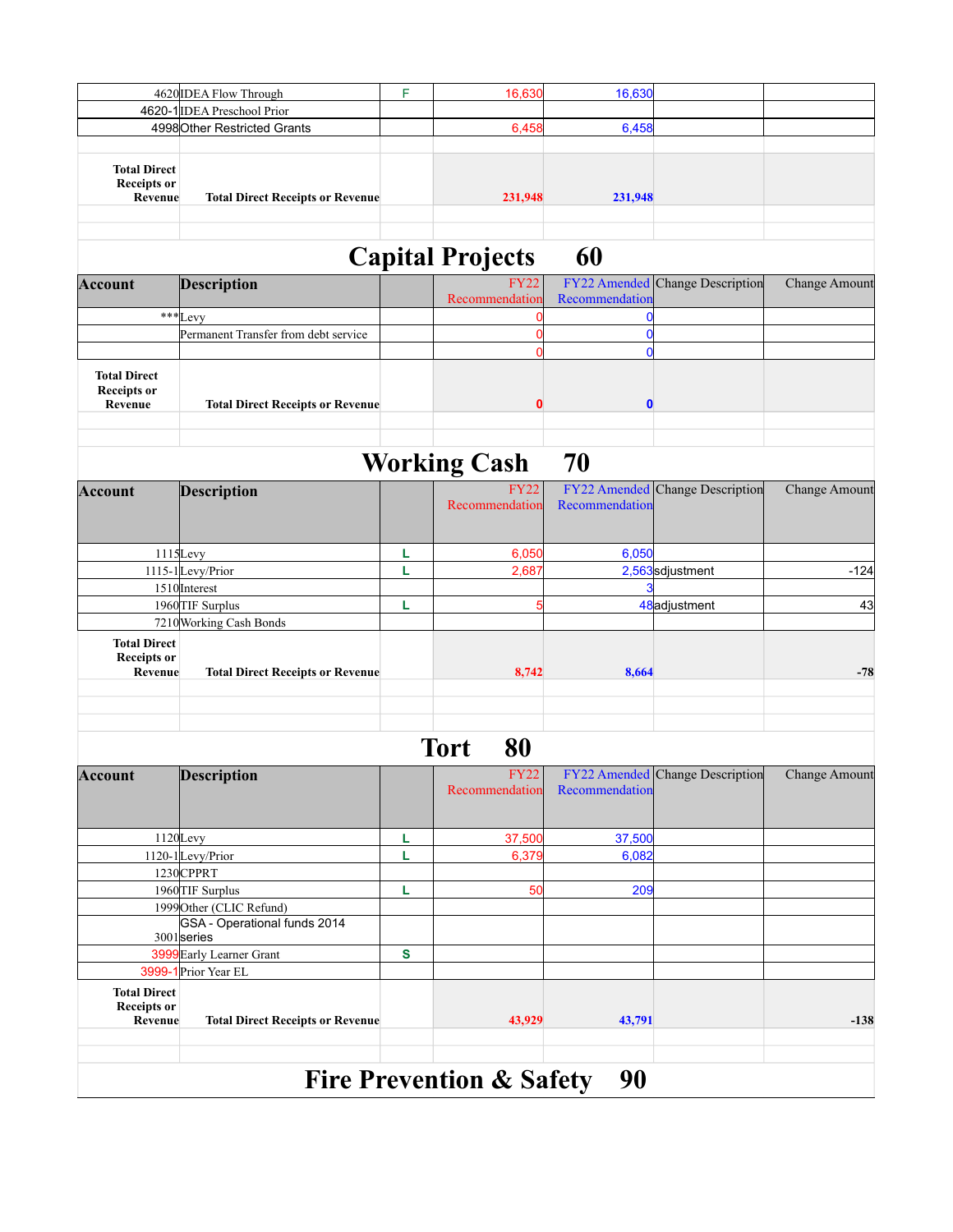| | | | | | | |
|---|---|---|---|---|---|---|
| 4620 | IDEA Flow Through | F | 16,630 | 16,630 | | |
| 4620-1 | IDEA Preschool Prior | | | | | |
| 4998 | Other Restricted Grants | | 6,458 | 6,458 | | |
| | | | | | | |
| **Total Direct Receipts or Revenue** | **Total Direct Receipts or Revenue** | | **231,948** | **231,948** | | |

## Capital Projects 60

| Account | Description | | FY22 Recommendation | FY22 Amended Recommendation | Change Description | Change Amount |
|---|---|---|---|---|---|---|
| *** | Levy | | 0 | 0 | | |
| | Permanent Transfer from debt service | | 0 | 0 | | |
| | | | 0 | 0 | | |
| **Total Direct Receipts or Revenue** | **Total Direct Receipts or Revenue** | | **0** | **0** | | |

## Working Cash 70

| Account | Description | | FY22 Recommendation | FY22 Amended Recommendation | Change Description | Change Amount |
|---|---|---|---|---|---|---|
| 1115 | Levy | L | 6,050 | 6,050 | | |
| 1115-1 | Levy/Prior | L | 2,687 | 2,563 | sdjustment | -124 |
| 1510 | Interest | | | 3 | | |
| 1960 | TIF Surplus | L | 5 | 48 | adjustment | 43 |
| 7210 | Working Cash Bonds | | | | | |
| **Total Direct Receipts or Revenue** | **Total Direct Receipts or Revenue** | | **8,742** | **8,664** | | **-78** |

## Tort 80

| Account | Description | | FY22 Recommendation | FY22 Amended Recommendation | Change Description | Change Amount |
|---|---|---|---|---|---|---|
| 1120 | Levy | L | 37,500 | 37,500 | | |
| 1120-1 | Levy/Prior | L | 6,379 | 6,082 | | |
| 1230 | CPPRT | | | | | |
| 1960 | TIF Surplus | L | 50 | 209 | | |
| 1999 | Other (CLIC Refund) | | | | | |
| 3001 | GSA - Operational funds 2014 series | | | | | |
| 3999 | Early Learner Grant | S | | | | |
| 3999-1 | Prior Year EL | | | | | |
| **Total Direct Receipts or Revenue** | **Total Direct Receipts or Revenue** | | **43,929** | **43,791** | | **-138** |

## Fire Prevention & Safety 90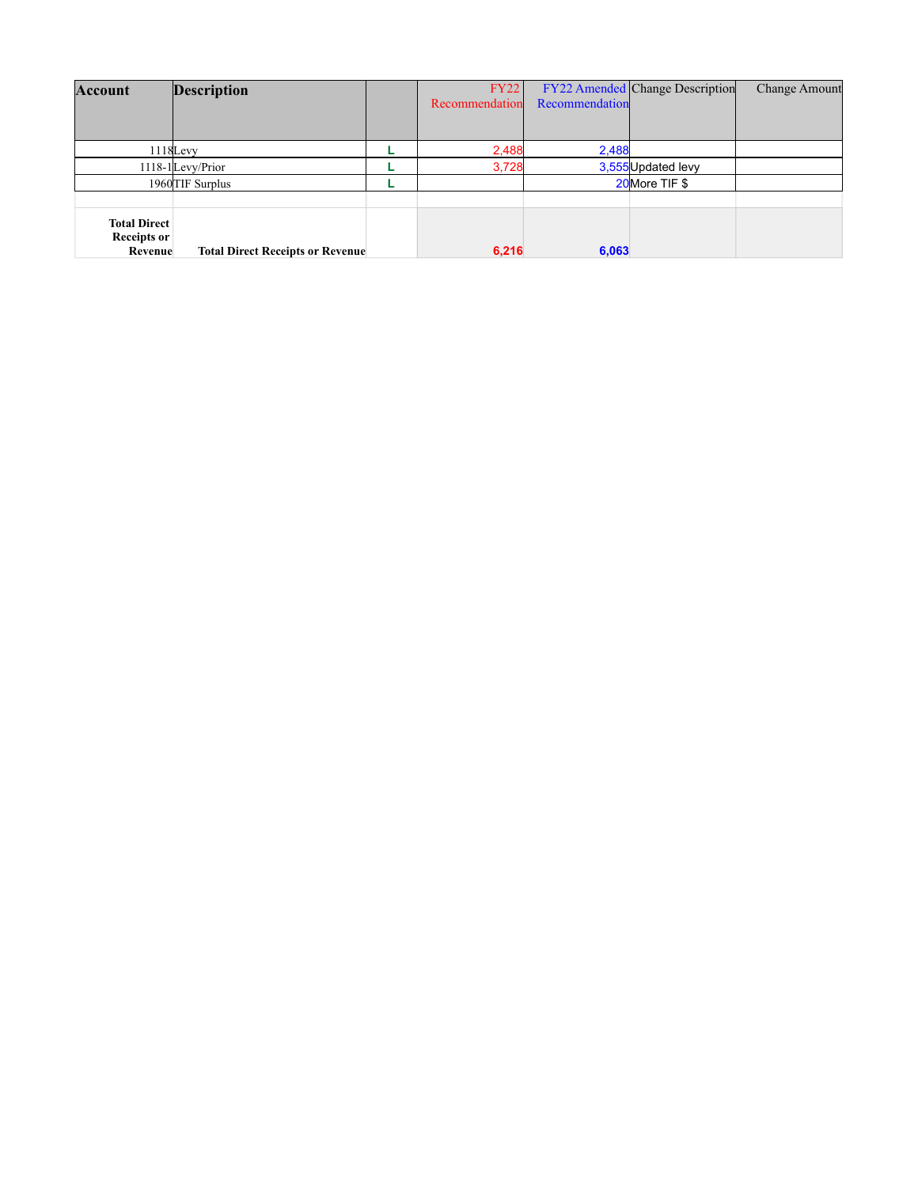| Account | Description | | FY22 Recommendation | FY22 Amended Recommendation | Change Description | Change Amount |
|---|---|---|---|---|---|---|
| 1118 | Levy | L | 2,488 | 2,488 | | |
| 1118-1 | Levy/Prior | L | 3,728 | 3,555 | Updated levy | |
| 1960 | TIF Surplus | L | | 20 | More TIF $ | |
| | | | | | | |
| **Total Direct Receipts or Revenue** | **Total Direct Receipts or Revenue** | | **6,216** | **6,063** | | |